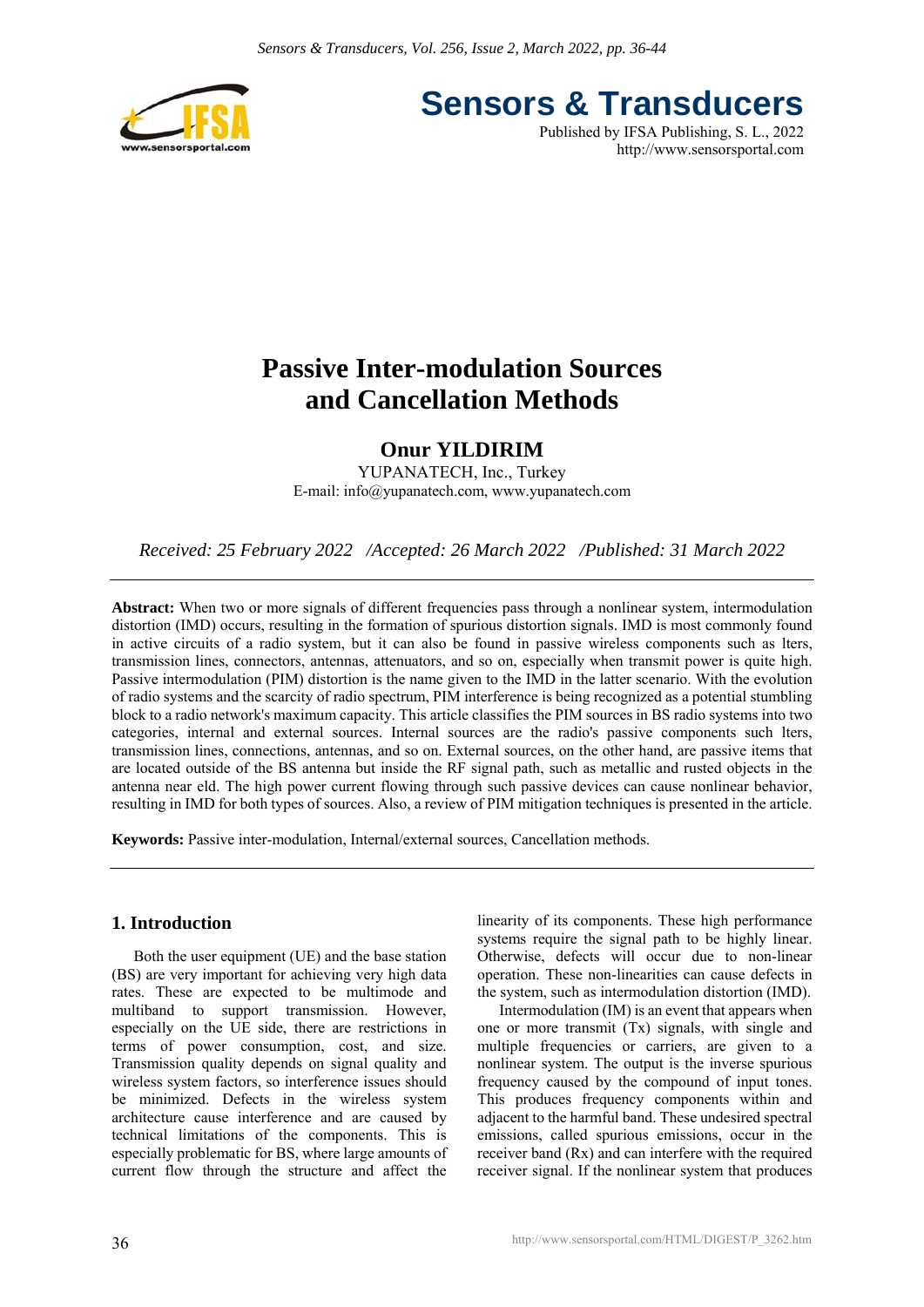# Passive Inter-modulation Sources and Cancellation Methods

**Onur YILDIRIM**

YUPANATECH, Inc., Turkey

E-mail: info@yupanatech.com, www.yupanatech.com

*Received: 25 February 2022 /Accepted: 26 March 2022 /Published: 31 March 2022*

**Abstract:** When two or more signals of different frequencies pass through a nonlinear system, intermodulation distortion (IMD) occurs, resulting in the formation of spurious distortion signals. IMD is most commonly found in active circuits of a radio system, but it can also be found in passive wireless components such as lters, transmission lines, connectors, antennas, attenuators, and so on, especially when transmit power is quite high. Passive intermodulation (PIM) distortion is the name given to the IMD in the latter scenario. With the evolution of radio systems and the scarcity of radio spectrum, PIM interference is being recognized as a potential stumbling block to a radio network's maximum capacity. This article classifies the PIM sources in BS radio systems into two categories, internal and external sources. Internal sources are the radio's passive components such lters, transmission lines, connections, antennas, and so on. External sources, on the other hand, are passive items that are located outside of the BS antenna but inside the RF signal path, such as metallic and rusted objects in the antenna near eld. The high power current flowing through such passive devices can cause nonlinear behavior, resulting in IMD for both types of sources. Also, a review of PIM mitigation techniques is presented in the article.

**Keywords:** Passive inter-modulation, Internal/external sources, Cancellation methods.

## 1. Introduction

Both the user equipment (UE) and the base station (BS) are very important for achieving very high data rates. These are expected to be multimode and multiband to support transmission. However, especially on the UE side, there are restrictions in terms of power consumption, cost, and size. Transmission quality depends on signal quality and wireless system factors, so interference issues should be minimized. Defects in the wireless system architecture cause interference and are caused by technical limitations of the components. This is especially problematic for BS, where large amounts of current flow through the structure and affect the linearity of its components. These high performance systems require the signal path to be highly linear. Otherwise, defects will occur due to non-linear operation. These non-linearities can cause defects in the system, such as intermodulation distortion (IMD).

Intermodulation (IM) is an event that appears when one or more transmit (Tx) signals, with single and multiple frequencies or carriers, are given to a nonlinear system. The output is the inverse spurious frequency caused by the compound of input tones. This produces frequency components within and adjacent to the harmful band. These undesired spectral emissions, called spurious emissions, occur in the receiver band (Rx) and can interfere with the required receiver signal. If the nonlinear system that produces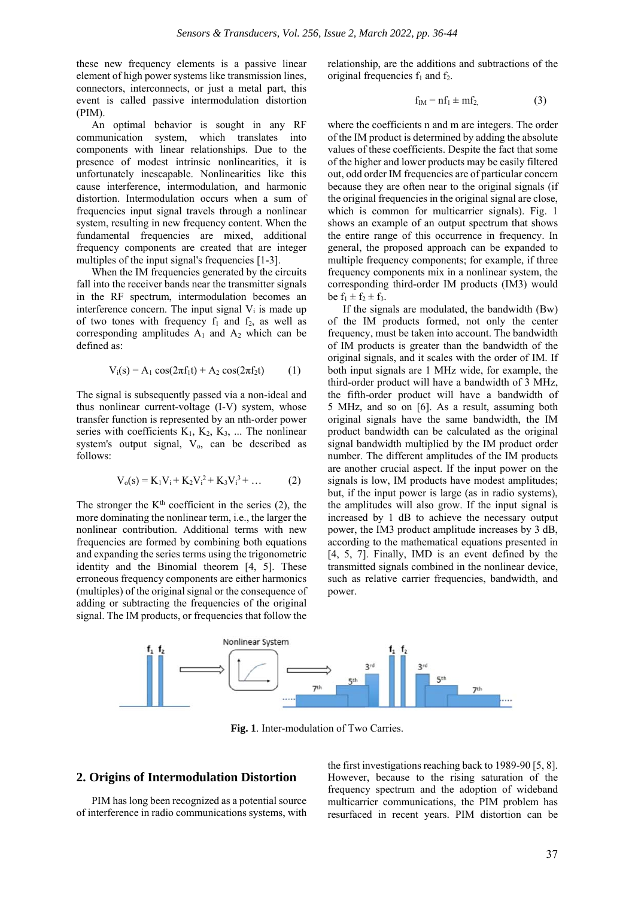these new frequency elements is a passive linear element of high power systems like transmission lines, connectors, interconnects, or just a metal part, this event is called passive intermodulation distortion (PIM).

An optimal behavior is sought in any RF communication system, which translates into components with linear relationships. Due to the presence of modest intrinsic nonlinearities, it is unfortunately inescapable. Nonlinearities like this cause interference, intermodulation, and harmonic distortion. Intermodulation occurs when a sum of frequencies input signal travels through a nonlinear system, resulting in new frequency content. When the fundamental frequencies are mixed, additional frequency components are created that are integer multiples of the input signal's frequencies [1-3].

When the IM frequencies generated by the circuits fall into the receiver bands near the transmitter signals in the RF spectrum, intermodulation becomes an interference concern. The input signal $V_i$ is made up of two tones with frequency $f_1$ and $f_2$, as well as corresponding amplitudes $A_1$ and $A_2$ which can be defined as:

$$V_i(s) = A_1 \cos(2\pi f_1 t) + A_2 \cos(2\pi f_2 t) \qquad (1)$$

The signal is subsequently passed via a non-ideal and thus nonlinear current-voltage (I-V) system, whose transfer function is represented by an nth-order power series with coefficients $K_1$, $K_2$, $K_3$, ... The nonlinear system's output signal, $V_o$, can be described as follows:

$$V_o(s) = K_1 V_i + K_2 V_i^2 + K_3 V_i^3 + \ldots \qquad (2)$$

The stronger the $K^{th}$ coefficient in the series (2), the more dominating the nonlinear term, i.e., the larger the nonlinear contribution. Additional terms with new frequencies are formed by combining both equations and expanding the series terms using the trigonometric identity and the Binomial theorem [4, 5]. These erroneous frequency components are either harmonics (multiples) of the original signal or the consequence of adding or subtracting the frequencies of the original signal. The IM products, or frequencies that follow the relationship, are the additions and subtractions of the original frequencies $f_1$ and $f_2$.

$$f_{IM} = nf_1 \pm mf_2, \qquad (3)$$

where the coefficients n and m are integers. The order of the IM product is determined by adding the absolute values of these coefficients. Despite the fact that some of the higher and lower products may be easily filtered out, odd order IM frequencies are of particular concern because they are often near to the original signals (if the original frequencies in the original signal are close, which is common for multicarrier signals). Fig. 1 shows an example of an output spectrum that shows the entire range of this occurrence in frequency. In general, the proposed approach can be expanded to multiple frequency components; for example, if three frequency components mix in a nonlinear system, the corresponding third-order IM products (IM3) would be $f_1 \pm f_2 \pm f_3$.

If the signals are modulated, the bandwidth (Bw) of the IM products formed, not only the center frequency, must be taken into account. The bandwidth of IM products is greater than the bandwidth of the original signals, and it scales with the order of IM. If both input signals are 1 MHz wide, for example, the third-order product will have a bandwidth of 3 MHz, the fifth-order product will have a bandwidth of 5 MHz, and so on [6]. As a result, assuming both original signals have the same bandwidth, the IM product bandwidth can be calculated as the original signal bandwidth multiplied by the IM product order number. The different amplitudes of the IM products are another crucial aspect. If the input power on the signals is low, IM products have modest amplitudes; but, if the input power is large (as in radio systems), the amplitudes will also grow. If the input signal is increased by 1 dB to achieve the necessary output power, the IM3 product amplitude increases by 3 dB, according to the mathematical equations presented in [4, 5, 7]. Finally, IMD is an event defined by the transmitted signals combined in the nonlinear device, such as relative carrier frequencies, bandwidth, and power.

**Fig. 1**. Inter-modulation of Two Carries.

## 2. Origins of Intermodulation Distortion

PIM has long been recognized as a potential source of interference in radio communications systems, with the first investigations reaching back to 1989-90 [5, 8]. However, because to the rising saturation of the frequency spectrum and the adoption of wideband multicarrier communications, the PIM problem has resurfaced in recent years. PIM distortion can be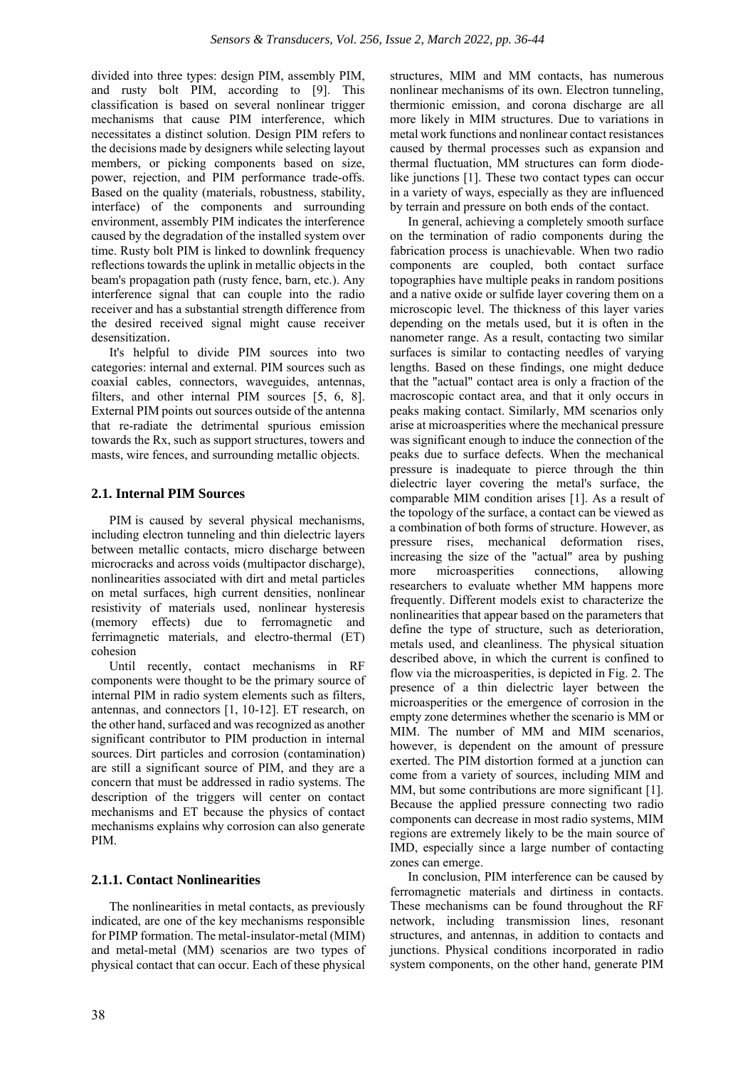divided into three types: design PIM, assembly PIM, and rusty bolt PIM, according to [9]. This classification is based on several nonlinear trigger mechanisms that cause PIM interference, which necessitates a distinct solution. Design PIM refers to the decisions made by designers while selecting layout members, or picking components based on size, power, rejection, and PIM performance trade-offs. Based on the quality (materials, robustness, stability, interface) of the components and surrounding environment, assembly PIM indicates the interference caused by the degradation of the installed system over time. Rusty bolt PIM is linked to downlink frequency reflections towards the uplink in metallic objects in the beam's propagation path (rusty fence, barn, etc.). Any interference signal that can couple into the radio receiver and has a substantial strength difference from the desired received signal might cause receiver desensitization.

It's helpful to divide PIM sources into two categories: internal and external. PIM sources such as coaxial cables, connectors, waveguides, antennas, filters, and other internal PIM sources [5, 6, 8]. External PIM points out sources outside of the antenna that re-radiate the detrimental spurious emission towards the Rx, such as support structures, towers and masts, wire fences, and surrounding metallic objects.

## 2.1. Internal PIM Sources

PIM is caused by several physical mechanisms, including electron tunneling and thin dielectric layers between metallic contacts, micro discharge between microcracks and across voids (multipactor discharge), nonlinearities associated with dirt and metal particles on metal surfaces, high current densities, nonlinear resistivity of materials used, nonlinear hysteresis (memory effects) due to ferromagnetic and ferrimagnetic materials, and electro-thermal (ET) cohesion

Until recently, contact mechanisms in RF components were thought to be the primary source of internal PIM in radio system elements such as filters, antennas, and connectors [1, 10-12]. ET research, on the other hand, surfaced and was recognized as another significant contributor to PIM production in internal sources. Dirt particles and corrosion (contamination) are still a significant source of PIM, and they are a concern that must be addressed in radio systems. The description of the triggers will center on contact mechanisms and ET because the physics of contact mechanisms explains why corrosion can also generate PIM.

### 2.1.1. Contact Nonlinearities

The nonlinearities in metal contacts, as previously indicated, are one of the key mechanisms responsible for PIMP formation. The metal-insulator-metal (MIM) and metal-metal (MM) scenarios are two types of physical contact that can occur. Each of these physical structures, MIM and MM contacts, has numerous nonlinear mechanisms of its own. Electron tunneling, thermionic emission, and corona discharge are all more likely in MIM structures. Due to variations in metal work functions and nonlinear contact resistances caused by thermal processes such as expansion and thermal fluctuation, MM structures can form diode-like junctions [1]. These two contact types can occur in a variety of ways, especially as they are influenced by terrain and pressure on both ends of the contact.

In general, achieving a completely smooth surface on the termination of radio components during the fabrication process is unachievable. When two radio components are coupled, both contact surface topographies have multiple peaks in random positions and a native oxide or sulfide layer covering them on a microscopic level. The thickness of this layer varies depending on the metals used, but it is often in the nanometer range. As a result, contacting two similar surfaces is similar to contacting needles of varying lengths. Based on these findings, one might deduce that the "actual" contact area is only a fraction of the macroscopic contact area, and that it only occurs in peaks making contact. Similarly, MM scenarios only arise at microasperities where the mechanical pressure was significant enough to induce the connection of the peaks due to surface defects. When the mechanical pressure is inadequate to pierce through the thin dielectric layer covering the metal's surface, the comparable MIM condition arises [1]. As a result of the topology of the surface, a contact can be viewed as a combination of both forms of structure. However, as pressure rises, mechanical deformation rises, increasing the size of the "actual" area by pushing more microasperities connections, allowing researchers to evaluate whether MM happens more frequently. Different models exist to characterize the nonlinearities that appear based on the parameters that define the type of structure, such as deterioration, metals used, and cleanliness. The physical situation described above, in which the current is confined to flow via the microasperities, is depicted in Fig. 2. The presence of a thin dielectric layer between the microasperities or the emergence of corrosion in the empty zone determines whether the scenario is MM or MIM. The number of MM and MIM scenarios, however, is dependent on the amount of pressure exerted. The PIM distortion formed at a junction can come from a variety of sources, including MIM and MM, but some contributions are more significant [1]. Because the applied pressure connecting two radio components can decrease in most radio systems, MIM regions are extremely likely to be the main source of IMD, especially since a large number of contacting zones can emerge.

In conclusion, PIM interference can be caused by ferromagnetic materials and dirtiness in contacts. These mechanisms can be found throughout the RF network, including transmission lines, resonant structures, and antennas, in addition to contacts and junctions. Physical conditions incorporated in radio system components, on the other hand, generate PIM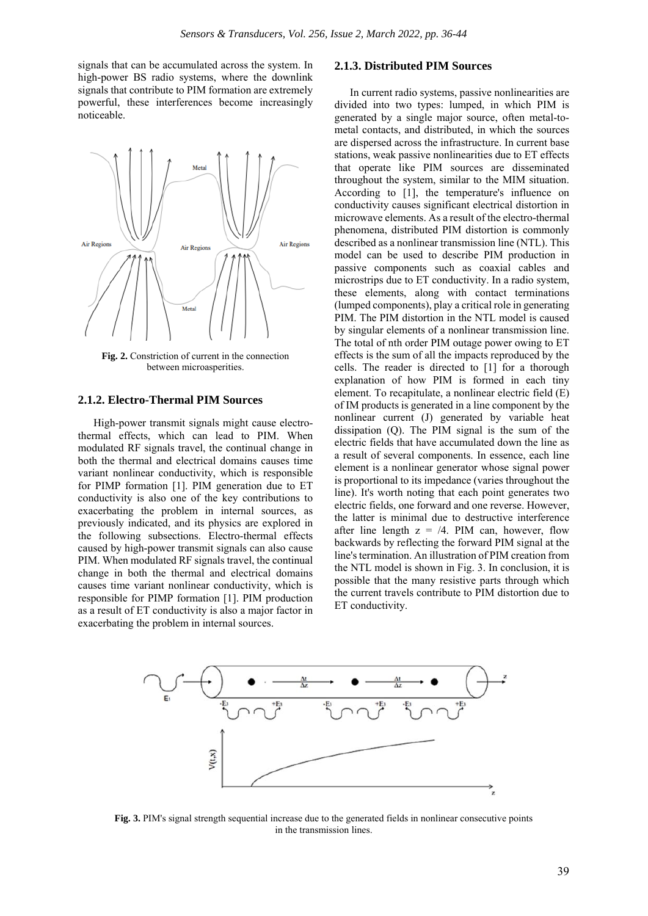signals that can be accumulated across the system. In high-power BS radio systems, where the downlink signals that contribute to PIM formation are extremely powerful, these interferences become increasingly noticeable.

**Fig. 2.** Constriction of current in the connection between microasperities.

### 2.1.2. Electro-Thermal PIM Sources

High-power transmit signals might cause electro-thermal effects, which can lead to PIM. When modulated RF signals travel, the continual change in both the thermal and electrical domains causes time variant nonlinear conductivity, which is responsible for PIMP formation [1]. PIM generation due to ET conductivity is also one of the key contributions to exacerbating the problem in internal sources, as previously indicated, and its physics are explored in the following subsections. Electro-thermal effects caused by high-power transmit signals can also cause PIM. When modulated RF signals travel, the continual change in both the thermal and electrical domains causes time variant nonlinear conductivity, which is responsible for PIMP formation [1]. PIM production as a result of ET conductivity is also a major factor in exacerbating the problem in internal sources.

### 2.1.3. Distributed PIM Sources

In current radio systems, passive nonlinearities are divided into two types: lumped, in which PIM is generated by a single major source, often metal-to-metal contacts, and distributed, in which the sources are dispersed across the infrastructure. In current base stations, weak passive nonlinearities due to ET effects that operate like PIM sources are disseminated throughout the system, similar to the MIM situation. According to [1], the temperature's influence on conductivity causes significant electrical distortion in microwave elements. As a result of the electro-thermal phenomena, distributed PIM distortion is commonly described as a nonlinear transmission line (NTL). This model can be used to describe PIM production in passive components such as coaxial cables and microstrips due to ET conductivity. In a radio system, these elements, along with contact terminations (lumped components), play a critical role in generating PIM. The PIM distortion in the NTL model is caused by singular elements of a nonlinear transmission line. The total of nth order PIM outage power owing to ET effects is the sum of all the impacts reproduced by the cells. The reader is directed to [1] for a thorough explanation of how PIM is formed in each tiny element. To recapitulate, a nonlinear electric field (E) of IM products is generated in a line component by the nonlinear current (J) generated by variable heat dissipation (Q). The PIM signal is the sum of the electric fields that have accumulated down the line as a result of several components. In essence, each line element is a nonlinear generator whose signal power is proportional to its impedance (varies throughout the line). It's worth noting that each point generates two electric fields, one forward and one reverse. However, the latter is minimal due to destructive interference after line length z = /4. PIM can, however, flow backwards by reflecting the forward PIM signal at the line's termination. An illustration of PIM creation from the NTL model is shown in Fig. 3. In conclusion, it is possible that the many resistive parts through which the current travels contribute to PIM distortion due to ET conductivity.

**Fig. 3.** PIM's signal strength sequential increase due to the generated fields in nonlinear consecutive points in the transmission lines.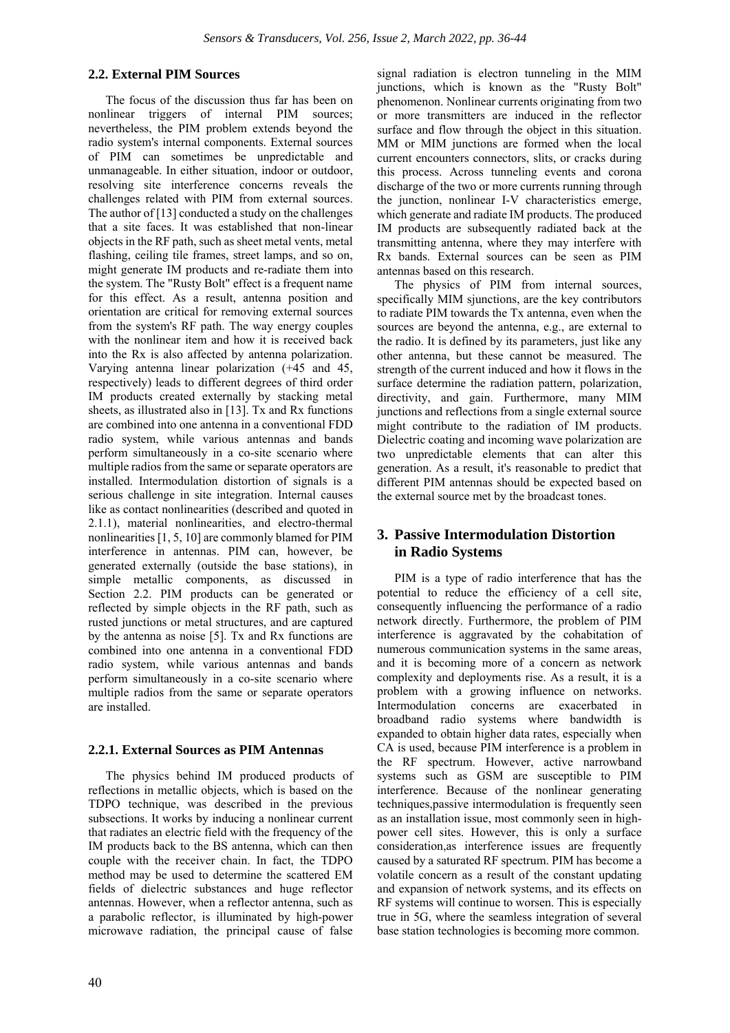### 2.2. External PIM Sources

The focus of the discussion thus far has been on nonlinear triggers of internal PIM sources; nevertheless, the PIM problem extends beyond the radio system's internal components. External sources of PIM can sometimes be unpredictable and unmanageable. In either situation, indoor or outdoor, resolving site interference concerns reveals the challenges related with PIM from external sources. The author of [13] conducted a study on the challenges that a site faces. It was established that non-linear objects in the RF path, such as sheet metal vents, metal flashing, ceiling tile frames, street lamps, and so on, might generate IM products and re-radiate them into the system. The "Rusty Bolt" effect is a frequent name for this effect. As a result, antenna position and orientation are critical for removing external sources from the system's RF path. The way energy couples with the nonlinear item and how it is received back into the Rx is also affected by antenna polarization. Varying antenna linear polarization (+45 and 45, respectively) leads to different degrees of third order IM products created externally by stacking metal sheets, as illustrated also in [13]. Tx and Rx functions are combined into one antenna in a conventional FDD radio system, while various antennas and bands perform simultaneously in a co-site scenario where multiple radios from the same or separate operators are installed. Intermodulation distortion of signals is a serious challenge in site integration. Internal causes like as contact nonlinearities (described and quoted in 2.1.1), material nonlinearities, and electro-thermal nonlinearities [1, 5, 10] are commonly blamed for PIM interference in antennas. PIM can, however, be generated externally (outside the base stations), in simple metallic components, as discussed in Section 2.2. PIM products can be generated or reflected by simple objects in the RF path, such as rusted junctions or metal structures, and are captured by the antenna as noise [5]. Tx and Rx functions are combined into one antenna in a conventional FDD radio system, while various antennas and bands perform simultaneously in a co-site scenario where multiple radios from the same or separate operators are installed.

#### 2.2.1. External Sources as PIM Antennas

The physics behind IM produced products of reflections in metallic objects, which is based on the TDPO technique, was described in the previous subsections. It works by inducing a nonlinear current that radiates an electric field with the frequency of the IM products back to the BS antenna, which can then couple with the receiver chain. In fact, the TDPO method may be used to determine the scattered EM fields of dielectric substances and huge reflector antennas. However, when a reflector antenna, such as a parabolic reflector, is illuminated by high-power microwave radiation, the principal cause of false signal radiation is electron tunneling in the MIM junctions, which is known as the "Rusty Bolt" phenomenon. Nonlinear currents originating from two or more transmitters are induced in the reflector surface and flow through the object in this situation. MM or MIM junctions are formed when the local current encounters connectors, slits, or cracks during this process. Across tunneling events and corona discharge of the two or more currents running through the junction, nonlinear I-V characteristics emerge, which generate and radiate IM products. The produced IM products are subsequently radiated back at the transmitting antenna, where they may interfere with Rx bands. External sources can be seen as PIM antennas based on this research.

The physics of PIM from internal sources, specifically MIM sjunctions, are the key contributors to radiate PIM towards the Tx antenna, even when the sources are beyond the antenna, e.g., are external to the radio. It is defined by its parameters, just like any other antenna, but these cannot be measured. The strength of the current induced and how it flows in the surface determine the radiation pattern, polarization, directivity, and gain. Furthermore, many MIM junctions and reflections from a single external source might contribute to the radiation of IM products. Dielectric coating and incoming wave polarization are two unpredictable elements that can alter this generation. As a result, it's reasonable to predict that different PIM antennas should be expected based on the external source met by the broadcast tones.

## 3. Passive Intermodulation Distortion in Radio Systems

PIM is a type of radio interference that has the potential to reduce the efficiency of a cell site, consequently influencing the performance of a radio network directly. Furthermore, the problem of PIM interference is aggravated by the cohabitation of numerous communication systems in the same areas, and it is becoming more of a concern as network complexity and deployments rise. As a result, it is a problem with a growing influence on networks. Intermodulation concerns are exacerbated in broadband radio systems where bandwidth is expanded to obtain higher data rates, especially when CA is used, because PIM interference is a problem in the RF spectrum. However, active narrowband systems such as GSM are susceptible to PIM interference. Because of the nonlinear generating techniques,passive intermodulation is frequently seen as an installation issue, most commonly seen in high-power cell sites. However, this is only a surface consideration,as interference issues are frequently caused by a saturated RF spectrum. PIM has become a volatile concern as a result of the constant updating and expansion of network systems, and its effects on RF systems will continue to worsen. This is especially true in 5G, where the seamless integration of several base station technologies is becoming more common.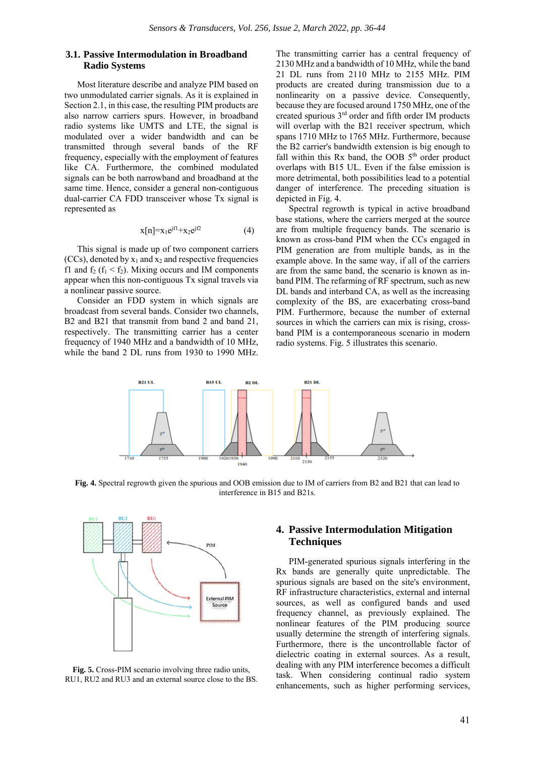### 3.1. Passive Intermodulation in Broadband Radio Systems

Most literature describe and analyze PIM based on two unmodulated carrier signals. As it is explained in Section 2.1, in this case, the resulting PIM products are also narrow carriers spurs. However, in broadband radio systems like UMTS and LTE, the signal is modulated over a wider bandwidth and can be transmitted through several bands of the RF frequency, especially with the employment of features like CA. Furthermore, the combined modulated signals can be both narrowband and broadband at the same time. Hence, consider a general non-contiguous dual-carrier CA FDD transceiver whose Tx signal is represented as

$$x[n]=x_1e^{jf1}+x_2e^{jf2} \tag{4}$$

This signal is made up of two component carriers (CCs), denoted by $x_1$ and $x_2$ and respective frequencies f1 and $f_2$ ($f_1 < f_2$). Mixing occurs and IM components appear when this non-contiguous Tx signal travels via a nonlinear passive source.

Consider an FDD system in which signals are broadcast from several bands. Consider two channels, B2 and B21 that transmit from band 2 and band 21, respectively. The transmitting carrier has a center frequency of 1940 MHz and a bandwidth of 10 MHz, while the band 2 DL runs from 1930 to 1990 MHz. The transmitting carrier has a central frequency of 2130 MHz and a bandwidth of 10 MHz, while the band 21 DL runs from 2110 MHz to 2155 MHz. PIM products are created during transmission due to a nonlinearity on a passive device. Consequently, because they are focused around 1750 MHz, one of the created spurious 3[rd] order and fifth order IM products will overlap with the B21 receiver spectrum, which spans 1710 MHz to 1765 MHz. Furthermore, because the B2 carrier's bandwidth extension is big enough to fall within this Rx band, the OOB 5[th] order product overlaps with B15 UL. Even if the false emission is more detrimental, both possibilities lead to a potential danger of interference. The preceding situation is depicted in Fig. 4.

Spectral regrowth is typical in active broadband base stations, where the carriers merged at the source are from multiple frequency bands. The scenario is known as cross-band PIM when the CCs engaged in PIM generation are from multiple bands, as in the example above. In the same way, if all of the carriers are from the same band, the scenario is known as in-band PIM. The refarming of RF spectrum, such as new DL bands and interband CA, as well as the increasing complexity of the BS, are exacerbating cross-band PIM. Furthermore, because the number of external sources in which the carriers can mix is rising, cross-band PIM is a contemporaneous scenario in modern radio systems. Fig. 5 illustrates this scenario.

**Fig. 4.** Spectral regrowth given the spurious and OOB emission due to IM of carriers from B2 and B21 that can lead to interference in B15 and B21s.

**Fig. 5.** Cross-PIM scenario involving three radio units, RU1, RU2 and RU3 and an external source close to the BS.

## 4. Passive Intermodulation Mitigation Techniques

PIM-generated spurious signals interfering in the Rx bands are generally quite unpredictable. The spurious signals are based on the site's environment, RF infrastructure characteristics, external and internal sources, as well as configured bands and used frequency channel, as previously explained. The nonlinear features of the PIM producing source usually determine the strength of interfering signals. Furthermore, there is the uncontrollable factor of dielectric coating in external sources. As a result, dealing with any PIM interference becomes a difficult task. When considering continual radio system enhancements, such as higher performing services,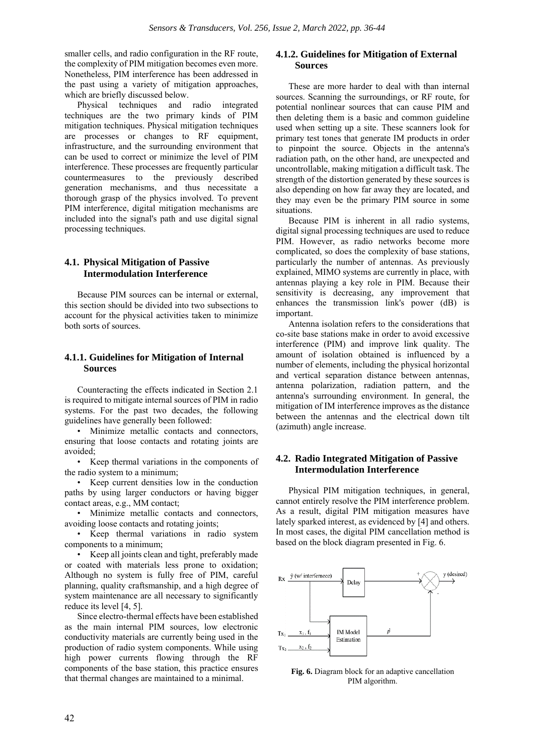smaller cells, and radio configuration in the RF route, the complexity of PIM mitigation becomes even more. Nonetheless, PIM interference has been addressed in the past using a variety of mitigation approaches, which are briefly discussed below.

Physical techniques and radio integrated techniques are the two primary kinds of PIM mitigation techniques. Physical mitigation techniques are processes or changes to RF equipment, infrastructure, and the surrounding environment that can be used to correct or minimize the level of PIM interference. These processes are frequently particular countermeasures to the previously described generation mechanisms, and thus necessitate a thorough grasp of the physics involved. To prevent PIM interference, digital mitigation mechanisms are included into the signal's path and use digital signal processing techniques.

## 4.1. Physical Mitigation of Passive Intermodulation Interference

Because PIM sources can be internal or external, this section should be divided into two subsections to account for the physical activities taken to minimize both sorts of sources.

### 4.1.1. Guidelines for Mitigation of Internal Sources

Counteracting the effects indicated in Section 2.1 is required to mitigate internal sources of PIM in radio systems. For the past two decades, the following guidelines have generally been followed:

- Minimize metallic contacts and connectors, ensuring that loose contacts and rotating joints are avoided;
- Keep thermal variations in the components of the radio system to a minimum;
- Keep current densities low in the conduction paths by using larger conductors or having bigger contact areas, e.g., MM contact;
- Minimize metallic contacts and connectors, avoiding loose contacts and rotating joints;
- Keep thermal variations in radio system components to a minimum;
- Keep all joints clean and tight, preferably made or coated with materials less prone to oxidation; Although no system is fully free of PIM, careful planning, quality craftsmanship, and a high degree of system maintenance are all necessary to significantly reduce its level [4, 5].

Since electro-thermal effects have been established as the main internal PIM sources, low electronic conductivity materials are currently being used in the production of radio system components. While using high power currents flowing through the RF components of the base station, this practice ensures that thermal changes are maintained to a minimal.

### 4.1.2. Guidelines for Mitigation of External Sources

These are more harder to deal with than internal sources. Scanning the surroundings, or RF route, for potential nonlinear sources that can cause PIM and then deleting them is a basic and common guideline used when setting up a site. These scanners look for primary test tones that generate IM products in order to pinpoint the source. Objects in the antenna's radiation path, on the other hand, are unexpected and uncontrollable, making mitigation a difficult task. The strength of the distortion generated by these sources is also depending on how far away they are located, and they may even be the primary PIM source in some situations.

Because PIM is inherent in all radio systems, digital signal processing techniques are used to reduce PIM. However, as radio networks become more complicated, so does the complexity of base stations, particularly the number of antennas. As previously explained, MIMO systems are currently in place, with antennas playing a key role in PIM. Because their sensitivity is decreasing, any improvement that enhances the transmission link's power (dB) is important.

Antenna isolation refers to the considerations that co-site base stations make in order to avoid excessive interference (PIM) and improve link quality. The amount of isolation obtained is influenced by a number of elements, including the physical horizontal and vertical separation distance between antennas, antenna polarization, radiation pattern, and the antenna's surrounding environment. In general, the mitigation of IM interference improves as the distance between the antennas and the electrical down tilt (azimuth) angle increase.

## 4.2. Radio Integrated Mitigation of Passive Intermodulation Interference

Physical PIM mitigation techniques, in general, cannot entirely resolve the PIM interference problem. As a result, digital PIM mitigation measures have lately sparked interest, as evidenced by [4] and others. In most cases, the digital PIM cancellation method is based on the block diagram presented in Fig. 6.

**Fig. 6.** Diagram block for an adaptive cancellation PIM algorithm.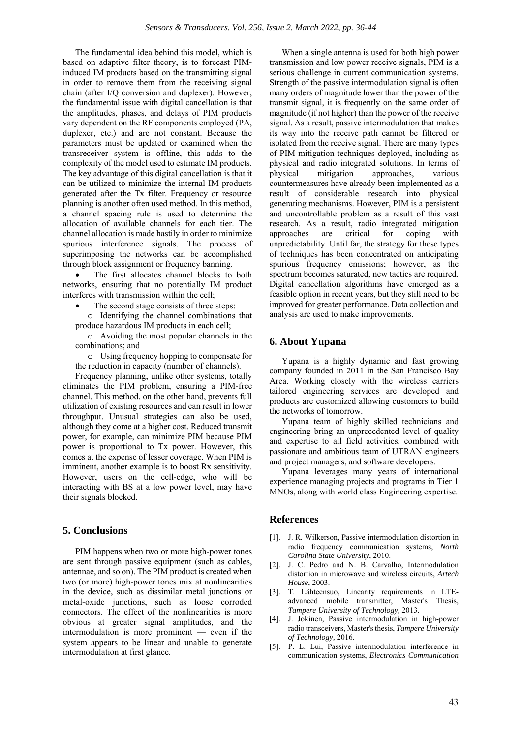The fundamental idea behind this model, which is based on adaptive filter theory, is to forecast PIM-induced IM products based on the transmitting signal in order to remove them from the receiving signal chain (after I/Q conversion and duplexer). However, the fundamental issue with digital cancellation is that the amplitudes, phases, and delays of PIM products vary dependent on the RF components employed (PA, duplexer, etc.) and are not constant. Because the parameters must be updated or examined when the transreceiver system is offline, this adds to the complexity of the model used to estimate IM products. The key advantage of this digital cancellation is that it can be utilized to minimize the internal IM products generated after the Tx filter. Frequency or resource planning is another often used method. In this method, a channel spacing rule is used to determine the allocation of available channels for each tier. The channel allocation is made hastily in order to minimize spurious interference signals. The process of superimposing the networks can be accomplished through block assignment or frequency banning.

- The first allocates channel blocks to both networks, ensuring that no potentially IM product interferes with transmission within the cell;
- The second stage consists of three steps:
  - Identifying the channel combinations that produce hazardous IM products in each cell;
  - Avoiding the most popular channels in the combinations; and
  - Using frequency hopping to compensate for the reduction in capacity (number of channels).

Frequency planning, unlike other systems, totally eliminates the PIM problem, ensuring a PIM-free channel. This method, on the other hand, prevents full utilization of existing resources and can result in lower throughput. Unusual strategies can also be used, although they come at a higher cost. Reduced transmit power, for example, can minimize PIM because PIM power is proportional to Tx power. However, this comes at the expense of lesser coverage. When PIM is imminent, another example is to boost Rx sensitivity. However, users on the cell-edge, who will be interacting with BS at a low power level, may have their signals blocked.

## 5. Conclusions

PIM happens when two or more high-power tones are sent through passive equipment (such as cables, antennae, and so on). The PIM product is created when two (or more) high-power tones mix at nonlinearities in the device, such as dissimilar metal junctions or metal-oxide junctions, such as loose corroded connectors. The effect of the nonlinearities is more obvious at greater signal amplitudes, and the intermodulation is more prominent — even if the system appears to be linear and unable to generate intermodulation at first glance.

When a single antenna is used for both high power transmission and low power receive signals, PIM is a serious challenge in current communication systems. Strength of the passive intermodulation signal is often many orders of magnitude lower than the power of the transmit signal, it is frequently on the same order of magnitude (if not higher) than the power of the receive signal. As a result, passive intermodulation that makes its way into the receive path cannot be filtered or isolated from the receive signal. There are many types of PIM mitigation techniques deployed, including as physical and radio integrated solutions. In terms of physical mitigation approaches, various countermeasures have already been implemented as a result of considerable research into physical generating mechanisms. However, PIM is a persistent and uncontrollable problem as a result of this vast research. As a result, radio integrated mitigation approaches are critical for coping with unpredictability. Until far, the strategy for these types of techniques has been concentrated on anticipating spurious frequency emissions; however, as the spectrum becomes saturated, new tactics are required. Digital cancellation algorithms have emerged as a feasible option in recent years, but they still need to be improved for greater performance. Data collection and analysis are used to make improvements.

## 6. About Yupana

Yupana is a highly dynamic and fast growing company founded in 2011 in the San Francisco Bay Area. Working closely with the wireless carriers tailored engineering services are developed and products are customized allowing customers to build the networks of tomorrow.

Yupana team of highly skilled technicians and engineering bring an unprecedented level of quality and expertise to all field activities, combined with passionate and ambitious team of UTRAN engineers and project managers, and software developers.

Yupana leverages many years of international experience managing projects and programs in Tier 1 MNOs, along with world class Engineering expertise.

## References

[1]. J. R. Wilkerson, Passive intermodulation distortion in radio frequency communication systems, *North Carolina State University*, 2010.

[2]. J. C. Pedro and N. B. Carvalho, Intermodulation distortion in microwave and wireless circuits, *Artech House*, 2003.

[3]. T. Lähteensuo, Linearity requirements in LTE-advanced mobile transmitter, Master's Thesis, *Tampere University of Technology,* 2013.

[4]. J. Jokinen, Passive intermodulation in high-power radio transceivers, Master's thesis, *Tampere University of Technology,* 2016.

[5]. P. L. Lui, Passive intermodulation interference in communication systems, *Electronics Communication*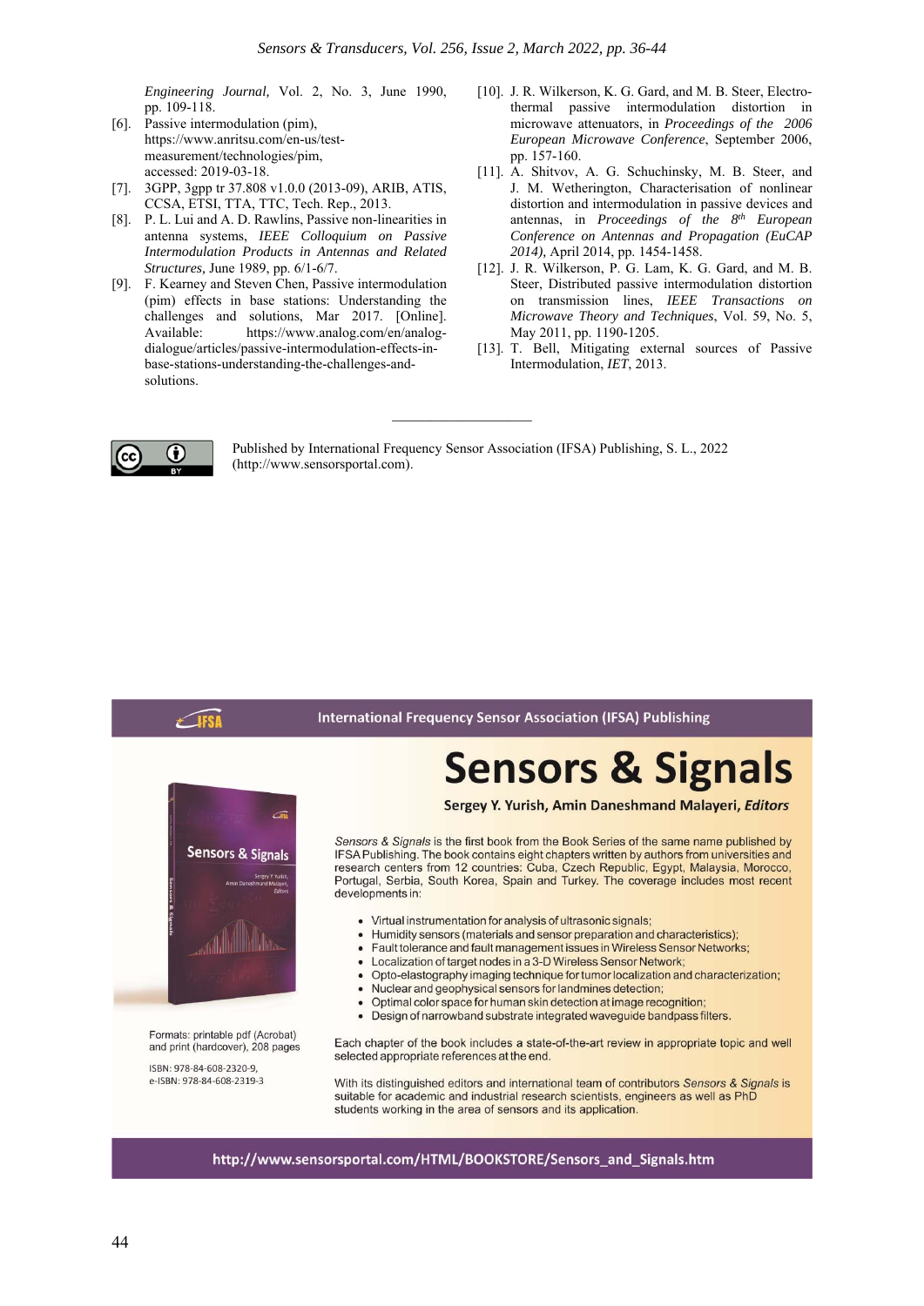*Engineering Journal*, Vol. 2, No. 3, June 1990, pp. 109-118.

[6]. Passive intermodulation (pim), https://www.anritsu.com/en-us/test-measurement/technologies/pim, accessed: 2019-03-18.

[7]. 3GPP, 3gpp tr 37.808 v1.0.0 (2013-09), ARIB, ATIS, CCSA, ETSI, TTA, TTC, Tech. Rep., 2013.

[8]. P. L. Lui and A. D. Rawlins, Passive non-linearities in antenna systems, *IEEE Colloquium on Passive Intermodulation Products in Antennas and Related Structures*, June 1989, pp. 6/1-6/7.

[9]. F. Kearney and Steven Chen, Passive intermodulation (pim) effects in base stations: Understanding the challenges and solutions, Mar 2017. [Online]. Available: https://www.analog.com/en/analog-dialogue/articles/passive-intermodulation-effects-in-base-stations-understanding-the-challenges-and-solutions.

[10]. J. R. Wilkerson, K. G. Gard, and M. B. Steer, Electro-thermal passive intermodulation distortion in microwave attenuators, in *Proceedings of the 2006 European Microwave Conference*, September 2006, pp. 157-160.

[11]. A. Shitvov, A. G. Schuchinsky, M. B. Steer, and J. M. Wetherington, Characterisation of nonlinear distortion and intermodulation in passive devices and antennas, in *Proceedings of the 8th European Conference on Antennas and Propagation (EuCAP 2014)*, April 2014, pp. 1454-1458.

[12]. J. R. Wilkerson, P. G. Lam, K. G. Gard, and M. B. Steer, Distributed passive intermodulation distortion on transmission lines, *IEEE Transactions on Microwave Theory and Techniques*, Vol. 59, No. 5, May 2011, pp. 1190-1205.

[13]. T. Bell, Mitigating external sources of Passive Intermodulation, *IET*, 2013.

---

Published by International Frequency Sensor Association (IFSA) Publishing, S. L., 2022 (http://www.sensorsportal.com).

International Frequency Sensor Association (IFSA) Publishing

# Sensors & Signals

**Sergey Y. Yurish, Amin Daneshmand Malayeri, *Editors***

*Sensors & Signals* is the first book from the Book Series of the same name published by IFSA Publishing. The book contains eight chapters written by authors from universities and research centers from 12 countries: Cuba, Czech Republic, Egypt, Malaysia, Morocco, Portugal, Serbia, South Korea, Spain and Turkey. The coverage includes most recent developments in:

- Virtual instrumentation for analysis of ultrasonic signals;
- Humidity sensors (materials and sensor preparation and characteristics);
- Fault tolerance and fault management issues in Wireless Sensor Networks;
- Localization of target nodes in a 3-D Wireless Sensor Network;
- Opto-elastography imaging technique for tumor localization and characterization;
- Nuclear and geophysical sensors for landmines detection;
- Optimal color space for human skin detection at image recognition;
- Design of narrowband substrate integrated waveguide bandpass filters.

Each chapter of the book includes a state-of-the-art review in appropriate topic and well selected appropriate references at the end.

With its distinguished editors and international team of contributors *Sensors & Signals* is suitable for academic and industrial research scientists, engineers as well as PhD students working in the area of sensors and its application.

Formats: printable pdf (Acrobat) and print (hardcover), 208 pages

ISBN: 978-84-608-2320-9,
e-ISBN: 978-84-608-2319-3

http://www.sensorsportal.com/HTML/BOOKSTORE/Sensors_and_Signals.htm